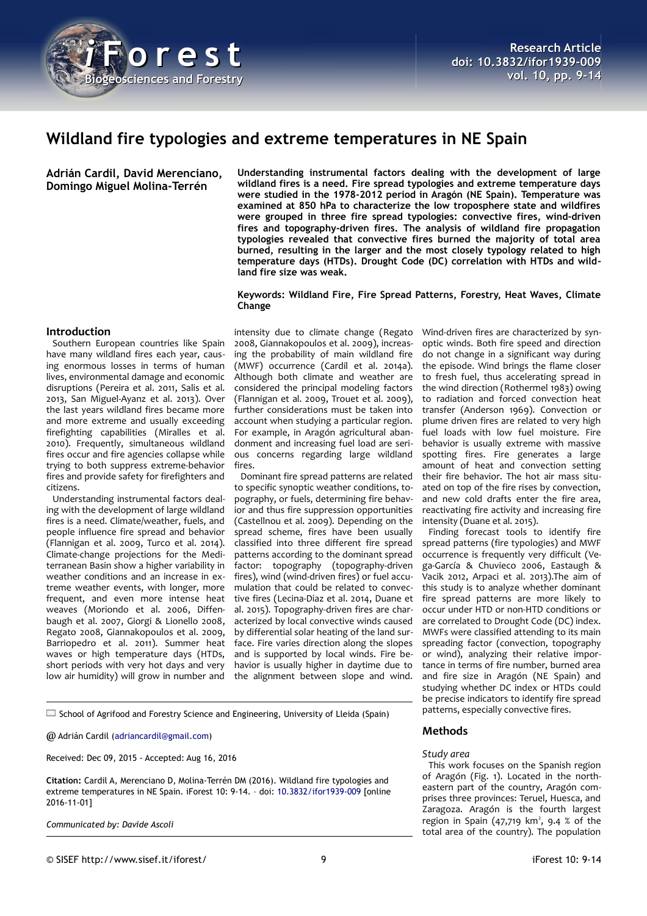# Wildland fire typologies and extreme temperatures in NE Spain

**Adrián Cardil, David Merenciano, Domingo Miguel Molina-Terrén**

**Understanding instrumental factors dealing with the development of large wildland fires is a need. Fire spread typologies and extreme temperature days were studied in the 1978-2012 period in Aragón (NE Spain). Temperature was examined at 850 hPa to characterize the low troposphere state and wildfires were grouped in three fire spread typologies: convective fires, wind-driven fires and topography-driven fires. The analysis of wildland fire propagation typologies revealed that convective fires burned the majority of total area burned, resulting in the larger and the most closely typology related to high temperature days (HTDs). Drought Code (DC) correlation with HTDs and wildland fire size was weak.**

**Keywords: Wildland Fire, Fire Spread Patterns, Forestry, Heat Waves, Climate Change**

## Introduction

Southern European countries like Spain have many wildland fires each year, causing enormous losses in terms of human lives, environmental damage and economic disruptions (Pereira et al. 2011, Salis et al. 2013, San Miguel-Ayanz et al. 2013). Over the last years wildland fires became more and more extreme and usually exceeding firefighting capabilities (Miralles et al. 2010). Frequently, simultaneous wildland fires occur and fire agencies collapse while trying to both suppress extreme-behavior fires and provide safety for firefighters and citizens.

Understanding instrumental factors dealing with the development of large wildland fires is a need. Climate/weather, fuels, and people influence fire spread and behavior (Flannigan et al. 2009, Turco et al. 2014). Climate-change projections for the Mediterranean Basin show a higher variability in weather conditions and an increase in extreme weather events, with longer, more frequent, and even more intense heat weaves (Moriondo et al. 2006, Diffenbaugh et al. 2007, Giorgi & Lionello 2008, Regato 2008, Giannakopoulos et al. 2009, Barriopedro et al. 2011). Summer heat waves or high temperature days (HTDs, short periods with very hot days and very low air humidity) will grow in number and intensity due to climate change (Regato 2008, Giannakopoulos et al. 2009), increasing the probability of main wildland fire (MWF) occurrence (Cardil et al. 2014a). Although both climate and weather are considered the principal modeling factors (Flannigan et al. 2009, Trouet et al. 2009), further considerations must be taken into account when studying a particular region. For example, in Aragón agricultural abandonment and increasing fuel load are serious concerns regarding large wildland fires.

Dominant fire spread patterns are related to specific synoptic weather conditions, topography, or fuels, determining fire behavior and thus fire suppression opportunities (Castellnou et al. 2009). Depending on the spread scheme, fires have been usually classified into three different fire spread patterns according to the dominant spread factor: topography (topography-driven fires), wind (wind-driven fires) or fuel accumulation that could be related to convective fires (Lecina-Diaz et al. 2014, Duane et al. 2015). Topography-driven fires are characterized by local convective winds caused by differential solar heating of the land surface. Fire varies direction along the slopes and is supported by local winds. Fire behavior is usually higher in daytime due to the alignment between slope and wind. Wind-driven fires are characterized by synoptic winds. Both fire speed and direction do not change in a significant way during the episode. Wind brings the flame closer to fresh fuel, thus accelerating spread in the wind direction (Rothermel 1983) owing to radiation and forced convection heat transfer (Anderson 1969). Convection or plume driven fires are related to very high fuel loads with low fuel moisture. Fire behavior is usually extreme with massive spotting fires. Fire generates a large amount of heat and convection setting their fire behavior. The hot air mass situated on top of the fire rises by convection, and new cold fresh air enter the fire area, reactivating fire activity and increasing fire intensity (Duane et al. 2015).

Finding forecast tools to identify fire spread patterns (fire typologies) and MWF occurrence is frequently very difficult (Vega-García & Chuvieco 2006, Eastaugh & Vacik 2012, Arpaci et al. 2013).The aim of this study is to analyze whether dominant fire spread patterns are more likely to occur under HTD or non-HTD conditions or are correlated to Drought Code (DC) index. MWFs were classified attending to its main spreading factor (convection, topography or wind), analyzing their relative importance in terms of fire number, burned area and fire size in Aragón (NE Spain) and studying whether DC index or HTDs could be precise indicators to identify fire spread patterns, especially convective fires.

School of Agrifood and Forestry Science and Engineering, University of Lleida (Spain)

@ Adrián Cardil (adriancardil@gmail.com)

Received: Dec 09, 2015 - Accepted: Aug 16, 2016

**Citation:** Cardil A, Merenciano D, Molina-Terrén DM (2016). Wildland fire typologies and extreme temperatures in NE Spain. iForest 10: 9-14. – doi: 10.3832/ifor1939-009 [online 2016-11-01]

*Communicated by: Davide Ascoli*

## Methods

### *Study area*

This work focuses on the Spanish region of Aragón (Fig. 1). Located in the northeastern part of the country, Aragón comprises three provinces: Teruel, Huesca, and Zaragoza. Aragón is the fourth largest region in Spain (47,719 km$^2$, 9.4 % of the total area of the country). The population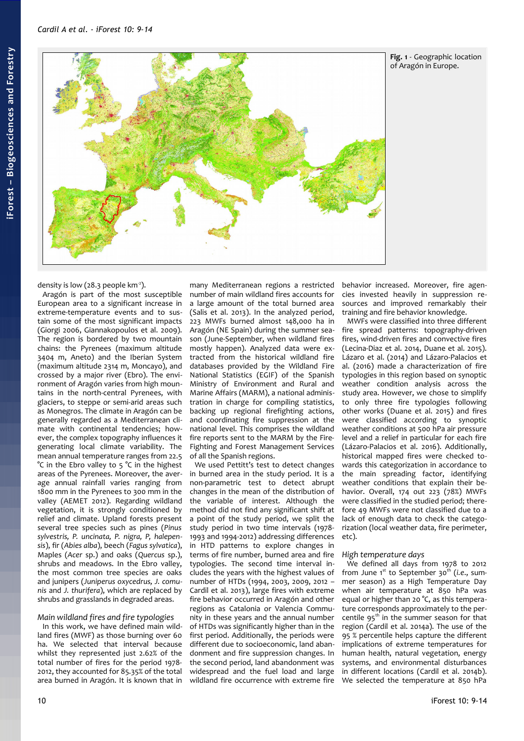Fig. 1 - Geographic location of Aragón in Europe.

density is low (28.3 people km$^{-2}$).

Aragón is part of the most susceptible European area to a significant increase in extreme-temperature events and to sustain some of the most significant impacts (Giorgi 2006, Giannakopoulos et al. 2009). The region is bordered by two mountain chains: the Pyrenees (maximum altitude 3404 m, Aneto) and the Iberian System (maximum altitude 2314 m, Moncayo), and crossed by a major river (Ebro). The environment of Aragón varies from high mountains in the north-central Pyrenees, with glaciers, to steppe or semi-arid areas such as Monegros. The climate in Aragón can be generally regarded as a Mediterranean climate with continental tendencies; however, the complex topography influences it generating local climate variability. The mean annual temperature ranges from 22.5 °C in the Ebro valley to 5 °C in the highest areas of the Pyrenees. Moreover, the average annual rainfall varies ranging from 1800 mm in the Pyrenees to 300 mm in the valley (AEMET 2012). Regarding wildland vegetation, it is strongly conditioned by relief and climate. Upland forests present several tree species such as pines (*Pinus sylvestris, P. uncinata, P. nigra, P, halepensis*), fir (*Abies alba*), beech (*Fagus sylvatica*), Maples (*Acer* sp.) and oaks (*Quercus* sp.), shrubs and meadows. In the Ebro valley, the most common tree species are oaks and junipers (*Juniperus oxycedrus, J. comunis* and *J. thurifera*), which are replaced by shrubs and grasslands in degraded areas.

## Main wildland fires and fire typologies

In this work, we have defined main wildland fires (MWF) as those burning over 60 ha. We selected that interval because whilst they represented just 2.62% of the total number of fires for the period 1978-2012, they accounted for 85.35% of the total area burned in Aragón. It is known that in many Mediterranean regions a restricted number of main wildland fires accounts for a large amount of the total burned area (Salis et al. 2013). In the analyzed period, 223 MWFs burned almost 148,000 ha in Aragón (NE Spain) during the summer season (June-September, when wildland fires mostly happen). Analyzed data were extracted from the historical wildland fire databases provided by the Wildland Fire National Statistics (EGIF) of the Spanish Ministry of Environment and Rural and Marine Affairs (MARM), a national administration in charge for compiling statistics, backing up regional firefighting actions, and coordinating fire suppression at the national level. This comprises the wildland fire reports sent to the MARM by the Fire-Fighting and Forest Management Services of all the Spanish regions.

We used Pettitt's test to detect changes in burned area in the study period. It is a non-parametric test to detect abrupt changes in the mean of the distribution of the variable of interest. Although the method did not find any significant shift at a point of the study period, we split the study period in two time intervals (1978-1993 and 1994-2012) addressing differences in HTD patterns to explore changes in terms of fire number, burned area and fire typologies. The second time interval includes the years with the highest values of number of HTDs (1994, 2003, 2009, 2012 – Cardil et al. 2013), large fires with extreme fire behavior occurred in Aragón and other regions as Catalonia or Valencia Community in these years and the annual number of HTDs was significantly higher than in the first period. Additionally, the periods were different due to socioeconomic, land abandonment and fire suppression changes. In the second period, land abandonment was widespread and the fuel load and large wildland fire occurrence with extreme fire behavior increased. Moreover, fire agencies invested heavily in suppression resources and improved remarkably their training and fire behavior knowledge.

MWFs were classified into three different fire spread patterns: topography-driven fires, wind-driven fires and convective fires (Lecina-Diaz et al. 2014, Duane et al. 2015). Lázaro et al. (2014) and Lázaro-Palacios et al. (2016) made a characterization of fire typologies in this region based on synoptic weather condition analysis across the study area. However, we chose to simplify to only three fire typologies following other works (Duane et al. 2015) and fires were classified according to synoptic weather conditions at 500 hPa air pressure level and a relief in particular for each fire (Lázaro-Palacios et al. 2016). Additionally, historical mapped fires were checked towards this categorization in accordance to the main spreading factor, identifying weather conditions that explain their behavior. Overall, 174 out 223 (78%) MWFs were classified in the studied period; therefore 49 MWFs were not classified due to a lack of enough data to check the categorization (local weather data, fire perimeter, etc).

## High temperature days

We defined all days from 1978 to 2012 from June 1[st] to September 30[th] (*i.e.*, summer season) as a High Temperature Day when air temperature at 850 hPa was equal or higher than 20 °C, as this temperature corresponds approximately to the percentile 95[th] in the summer season for that region (Cardil et al. 2014a). The use of the 95 % percentile helps capture the different implications of extreme temperatures for human health, natural vegetation, energy systems, and environmental disturbances in different locations (Cardil et al. 2014b). We selected the temperature at 850 hPa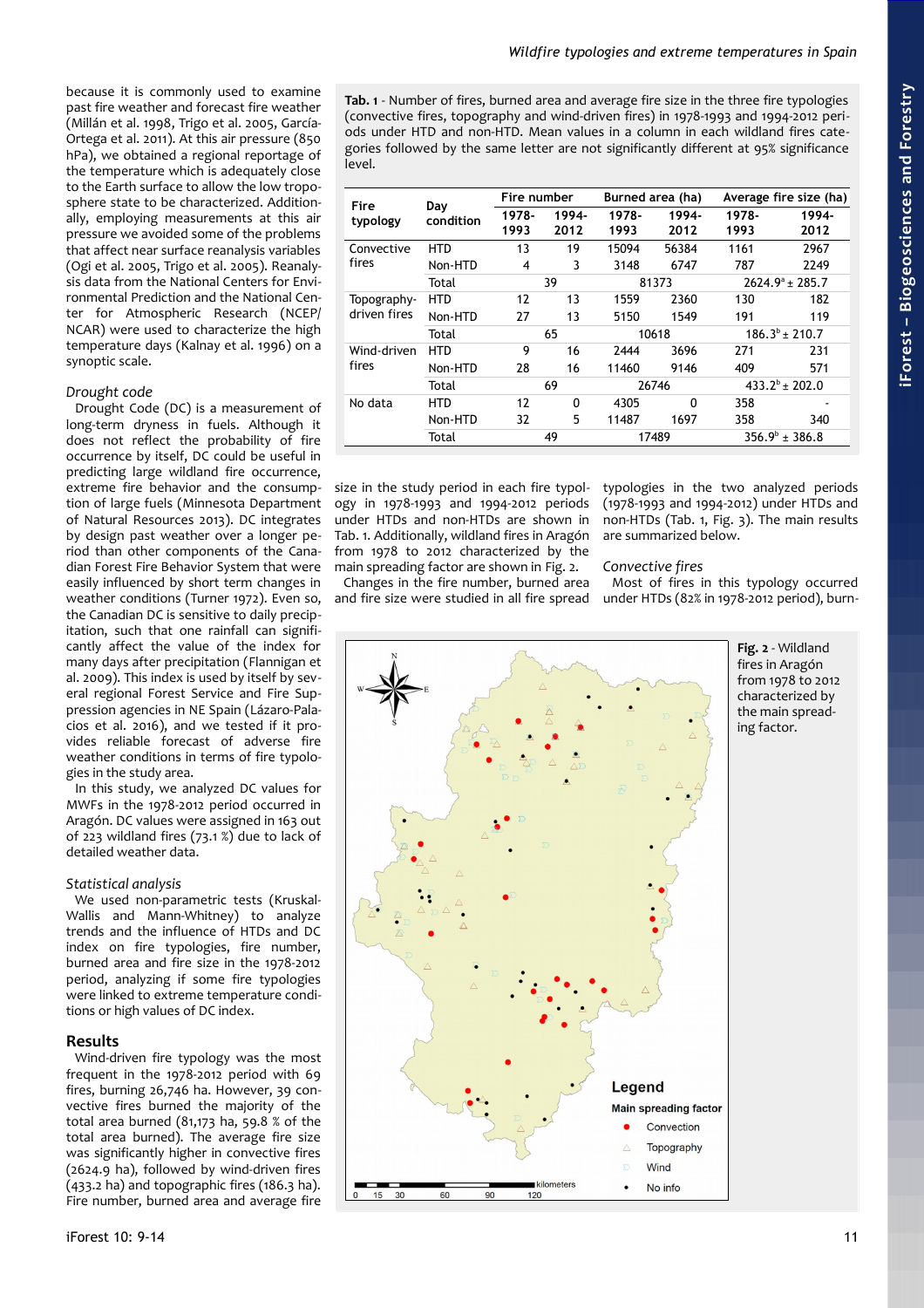because it is commonly used to examine past fire weather and forecast fire weather (Millán et al. 1998, Trigo et al. 2005, García-Ortega et al. 2011). At this air pressure (850 hPa), we obtained a regional reportage of the temperature which is adequately close to the Earth surface to allow the low troposphere state to be characterized. Additionally, employing measurements at this air pressure we avoided some of the problems that affect near surface reanalysis variables (Ogi et al. 2005, Trigo et al. 2005). Reanalysis data from the National Centers for Environmental Prediction and the National Center for Atmospheric Research (NCEP/NCAR) were used to characterize the high temperature days (Kalnay et al. 1996) on a synoptic scale.

### *Drought code*

Drought Code (DC) is a measurement of long-term dryness in fuels. Although it does not reflect the probability of fire occurrence by itself, DC could be useful in predicting large wildland fire occurrence, extreme fire behavior and the consumption of large fuels (Minnesota Department of Natural Resources 2013). DC integrates by design past weather over a longer period than other components of the Canadian Forest Fire Behavior System that were easily influenced by short term changes in weather conditions (Turner 1972). Even so, the Canadian DC is sensitive to daily precipitation, such that one rainfall can significantly affect the value of the index for many days after precipitation (Flannigan et al. 2009). This index is used by itself by several regional Forest Service and Fire Suppression agencies in NE Spain (Lázaro-Palacios et al. 2016), and we tested if it provides reliable forecast of adverse fire weather conditions in terms of fire typologies in the study area.

In this study, we analyzed DC values for MWFs in the 1978-2012 period occurred in Aragón. DC values were assigned in 163 out of 223 wildland fires (73.1 %) due to lack of detailed weather data.

### *Statistical analysis*

We used non-parametric tests (Kruskal-Wallis and Mann-Whitney) to analyze trends and the influence of HTDs and DC index on fire typologies, fire number, burned area and fire size in the 1978-2012 period, analyzing if some fire typologies were linked to extreme temperature conditions or high values of DC index.

## Results

Wind-driven fire typology was the most frequent in the 1978-2012 period with 69 fires, burning 26,746 ha. However, 39 convective fires burned the majority of the total area burned (81,173 ha, 59.8 % of the total area burned). The average fire size was significantly higher in convective fires (2624.9 ha), followed by wind-driven fires (433.2 ha) and topographic fires (186.3 ha). Fire number, burned area and average fire size in the study period in each fire typology in 1978-1993 and 1994-2012 periods under HTDs and non-HTDs are shown in Tab. 1. Additionally, wildland fires in Aragón from 1978 to 2012 characterized by the main spreading factor are shown in Fig. 2.

**Tab. 1** - Number of fires, burned area and average fire size in the three fire typologies (convective fires, topography and wind-driven fires) in 1978-1993 and 1994-2012 periods under HTD and non-HTD. Mean values in a column in each wildland fires categories followed by the same letter are not significantly different at 95% significance level.

| Fire typology | Day condition | Fire number | | Burned area (ha) | | Average fire size (ha) | |
|---|---|---|---|---|---|---|---|
| | | 1978-1993 | 1994-2012 | 1978-1993 | 1994-2012 | 1978-1993 | 1994-2012 |
| Convective fires | HTD | 13 | 19 | 15094 | 56384 | 1161 | 2967 |
| | Non-HTD | 4 | 3 | 3148 | 6747 | 787 | 2249 |
| | Total | 39 | | 81373 | | $2624.9^{a} \pm 285.7$ | |
| Topography-driven fires | HTD | 12 | 13 | 1559 | 2360 | 130 | 182 |
| | Non-HTD | 27 | 13 | 5150 | 1549 | 191 | 119 |
| | Total | 65 | | 10618 | | $186.3^{b} \pm 210.7$ | |
| Wind-driven fires | HTD | 9 | 16 | 2444 | 3696 | 271 | 231 |
| | Non-HTD | 28 | 16 | 11460 | 9146 | 409 | 571 |
| | Total | 69 | | 26746 | | $433.2^{b} \pm 202.0$ | |
| No data | HTD | 12 | 0 | 4305 | 0 | 358 | - |
| | Non-HTD | 32 | 5 | 11487 | 1697 | 358 | 340 |
| | Total | 49 | | 17489 | | $356.9^{b} \pm 386.8$ | |

Changes in the fire number, burned area and fire size were studied in all fire spread typologies in the two analyzed periods (1978-1993 and 1994-2012) under HTDs and non-HTDs (Tab. 1, Fig. 3). The main results are summarized below.

### *Convective fires*

Most of fires in this typology occurred under HTDs (82% in 1978-2012 period), burn-

**Fig. 2** - Wildland fires in Aragón from 1978 to 2012 characterized by the main spreading factor.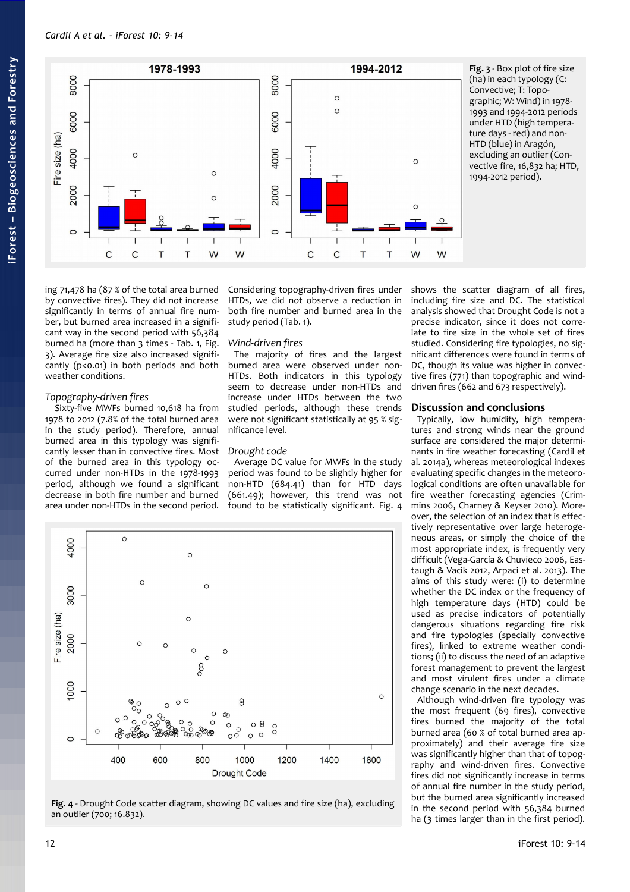ing 71,478 ha (87 % of the total area burned by convective fires). They did not increase significantly in terms of annual fire number, but burned area increased in a significant way in the second period with 56,384 burned ha (more than 3 times - Tab. 1, Fig. 3). Average fire size also increased significantly (p<0.01) in both periods and both weather conditions.

*Topography-driven fires*

Sixty-five MWFs burned 10,618 ha from 1978 to 2012 (7.8% of the total area burned in the study period). Therefore, annual burned area in this typology was significantly lesser than in convective fires. Most of the burned area in this typology occurred under non-HTDs in the 1978-1993 period, although we found a significant decrease in both fire number and burned area under non-HTDs in the second period. Considering topography-driven fires under HTDs, we did not observe a reduction in both fire number and burned area in the study period (Tab. 1).

*Wind-driven fires*

The majority of fires and the largest burned area were observed under non-HTDs. Both indicators in this typology seem to decrease under non-HTDs and increase under HTDs between the two studied periods, although these trends were not significant statistically at 95 % significance level.

*Drought code*

Average DC value for MWFs in the study period was found to be slightly higher for non-HTD (684.41) than for HTD days (661.49); however, this trend was not found to be statistically significant. Fig. 4 shows the scatter diagram of all fires, including fire size and DC. The statistical analysis showed that Drought Code is not a precise indicator, since it does not correlate to fire size in the whole set of fires studied. Considering fire typologies, no significant differences were found in terms of DC, though its value was higher in convective fires (771) than topographic and wind-driven fires (662 and 673 respectively).

**Fig. 3** - Box plot of fire size (ha) in each typology (C: Convective; T: Topographic; W: Wind) in 1978-1993 and 1994-2012 periods under HTD (high temperature days - red) and non-HTD (blue) in Aragón, excluding an outlier (Convective fire, 16,832 ha; HTD, 1994-2012 period).

**Fig. 4** - Drought Code scatter diagram, showing DC values and fire size (ha), excluding an outlier (700; 16.832).

## Discussion and conclusions

Typically, low humidity, high temperatures and strong winds near the ground surface are considered the major determinants in fire weather forecasting (Cardil et al. 2014a), whereas meteorological indexes evaluating specific changes in the meteorological conditions are often unavailable for fire weather forecasting agencies (Crimmins 2006, Charney & Keyser 2010). Moreover, the selection of an index that is effectively representative over large heterogeneous areas, or simply the choice of the most appropriate index, is frequently very difficult (Vega-García & Chuvieco 2006, Eastaugh & Vacik 2012, Arpaci et al. 2013). The aims of this study were: (i) to determine whether the DC index or the frequency of high temperature days (HTD) could be used as precise indicators of potentially dangerous situations regarding fire risk and fire typologies (specially convective fires), linked to extreme weather conditions; (ii) to discuss the need of an adaptive forest management to prevent the largest and most virulent fires under a climate change scenario in the next decades.

Although wind-driven fire typology was the most frequent (69 fires), convective fires burned the majority of the total burned area (60 % of total burned area approximately) and their average fire size was significantly higher than that of topography and wind-driven fires. Convective fires did not significantly increase in terms of annual fire number in the study period, but the burned area significantly increased in the second period with 56,384 burned ha (3 times larger than in the first period).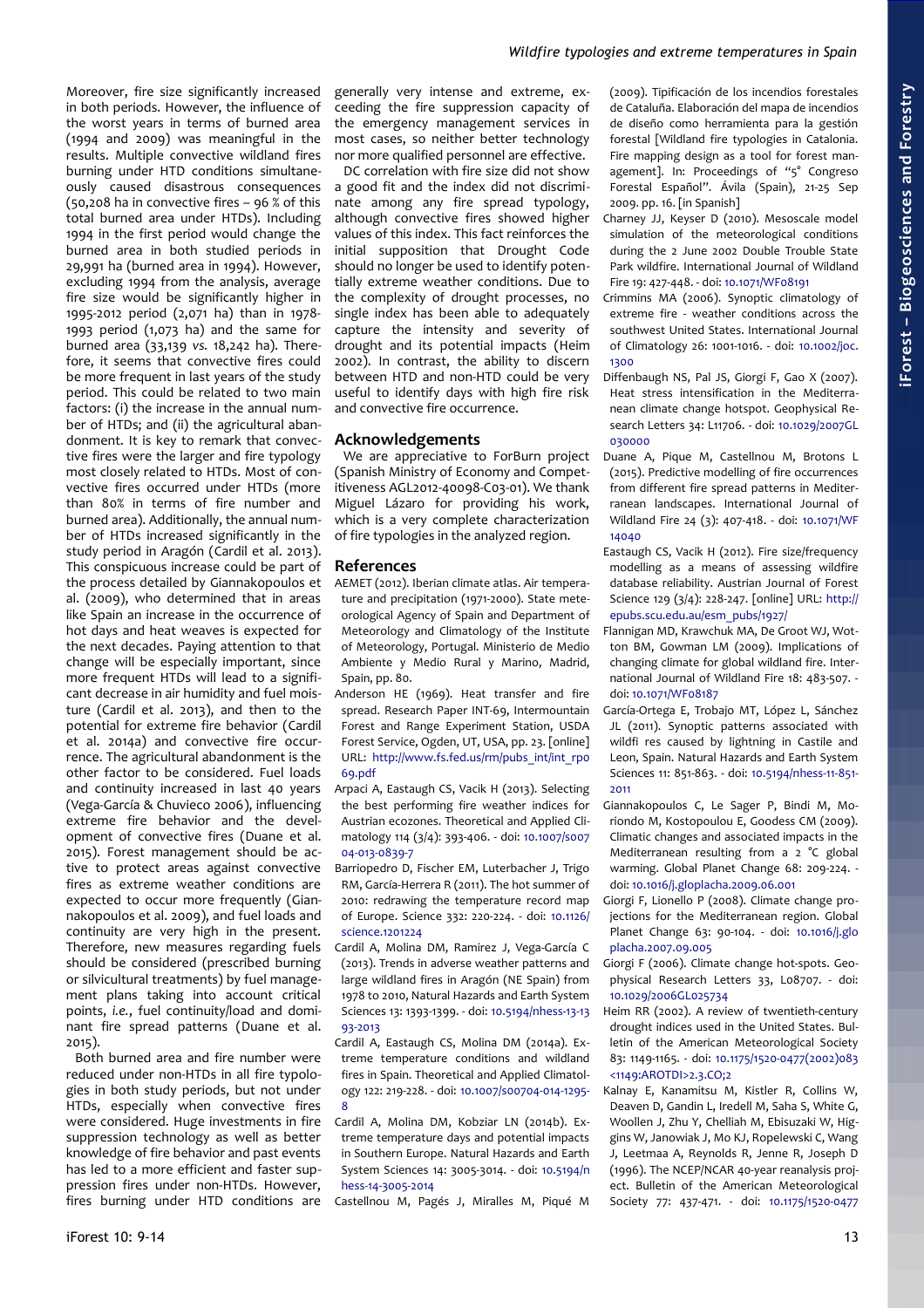Moreover, fire size significantly increased in both periods. However, the influence of the worst years in terms of burned area (1994 and 2009) was meaningful in the results. Multiple convective wildland fires burning under HTD conditions simultaneously caused disastrous consequences (50,208 ha in convective fires – 96 % of this total burned area under HTDs). Including 1994 in the first period would change the burned area in both studied periods in 29,991 ha (burned area in 1994). However, excluding 1994 from the analysis, average fire size would be significantly higher in 1995-2012 period (2,071 ha) than in 1978-1993 period (1,073 ha) and the same for burned area (33,139 *vs.* 18,242 ha). Therefore, it seems that convective fires could be more frequent in last years of the study period. This could be related to two main factors: (i) the increase in the annual number of HTDs; and (ii) the agricultural abandonment. It is key to remark that convective fires were the larger and fire typology most closely related to HTDs. Most of convective fires occurred under HTDs (more than 80% in terms of fire number and burned area). Additionally, the annual number of HTDs increased significantly in the study period in Aragón (Cardil et al. 2013). This conspicuous increase could be part of the process detailed by Giannakopoulos et al. (2009), who determined that in areas like Spain an increase in the occurrence of hot days and heat weaves is expected for the next decades. Paying attention to that change will be especially important, since more frequent HTDs will lead to a significant decrease in air humidity and fuel moisture (Cardil et al. 2013), and then to the potential for extreme fire behavior (Cardil et al. 2014a) and convective fire occurrence. The agricultural abandonment is the other factor to be considered. Fuel loads and continuity increased in last 40 years (Vega-García & Chuvieco 2006), influencing extreme fire behavior and the development of convective fires (Duane et al. 2015). Forest management should be active to protect areas against convective fires as extreme weather conditions are expected to occur more frequently (Giannakopoulos et al. 2009), and fuel loads and continuity are very high in the present. Therefore, new measures regarding fuels should be considered (prescribed burning or silvicultural treatments) by fuel management plans taking into account critical points, *i.e.*, fuel continuity/load and dominant fire spread patterns (Duane et al. 2015).

Both burned area and fire number were reduced under non-HTDs in all fire typologies in both study periods, but not under HTDs, especially when convective fires were considered. Huge investments in fire suppression technology as well as better knowledge of fire behavior and past events has led to a more efficient and faster suppression fires under non-HTDs. However, fires burning under HTD conditions are generally very intense and extreme, exceeding the fire suppression capacity of the emergency management services in most cases, so neither better technology nor more qualified personnel are effective.

DC correlation with fire size did not show a good fit and the index did not discriminate among any fire spread typology, although convective fires showed higher values of this index. This fact reinforces the initial supposition that Drought Code should no longer be used to identify potentially extreme weather conditions. Due to the complexity of drought processes, no single index has been able to adequately capture the intensity and severity of drought and its potential impacts (Heim 2002). In contrast, the ability to discern between HTD and non-HTD could be very useful to identify days with high fire risk and convective fire occurrence.

## Acknowledgements

We are appreciative to ForBurn project (Spanish Ministry of Economy and Competitiveness AGL2012-40098-C03-01). We thank Miguel Lázaro for providing his work, which is a very complete characterization of fire typologies in the analyzed region.

## References

AEMET (2012). Iberian climate atlas. Air temperature and precipitation (1971-2000). State meteorological Agency of Spain and Department of Meteorology and Climatology of the Institute of Meteorology, Portugal. Ministerio de Medio Ambiente y Medio Rural y Marino, Madrid, Spain, pp. 80.

Anderson HE (1969). Heat transfer and fire spread. Research Paper INT-69, Intermountain Forest and Range Experiment Station, USDA Forest Service, Ogden, UT, USA, pp. 23. [online] URL: http://www.fs.fed.us/rm/pubs_int/int_rp069.pdf

Arpaci A, Eastaugh CS, Vacik H (2013). Selecting the best performing fire weather indices for Austrian ecozones. Theoretical and Applied Climatology 114 (3/4): 393-406. - doi: 10.1007/s00704-013-0839-7

Barriopedro D, Fischer EM, Luterbacher J, Trigo RM, García-Herrera R (2011). The hot summer of 2010: redrawing the temperature record map of Europe. Science 332: 220-224. - doi: 10.1126/science.1201224

Cardil A, Molina DM, Ramirez J, Vega-García C (2013). Trends in adverse weather patterns and large wildland fires in Aragón (NE Spain) from 1978 to 2010, Natural Hazards and Earth System Sciences 13: 1393-1399. - doi: 10.5194/nhess-13-1393-2013

Cardil A, Eastaugh CS, Molina DM (2014a). Extreme temperature conditions and wildland fires in Spain. Theoretical and Applied Climatology 122: 219-228. - doi: 10.1007/s00704-014-1295-8

Cardil A, Molina DM, Kobziar LN (2014b). Extreme temperature days and potential impacts in Southern Europe. Natural Hazards and Earth System Sciences 14: 3005-3014. - doi: 10.5194/nhess-14-3005-2014

Castellnou M, Pagés J, Miralles M, Piqué M (2009). Tipificación de los incendios forestales de Cataluña. Elaboración del mapa de incendios de diseño como herramienta para la gestión forestal [Wildland fire typologies in Catalonia. Fire mapping design as a tool for forest management]. In: Proceedings of "5° Congreso Forestal Español". Ávila (Spain), 21-25 Sep 2009. pp. 16. [in Spanish]

Charney JJ, Keyser D (2010). Mesoscale model simulation of the meteorological conditions during the 2 June 2002 Double Trouble State Park wildfire. International Journal of Wildland Fire 19: 427-448. - doi: 10.1071/WF08191

Crimmins MA (2006). Synoptic climatology of extreme fire - weather conditions across the southwest United States. International Journal of Climatology 26: 1001-1016. - doi: 10.1002/joc.1300

Diffenbaugh NS, Pal JS, Giorgi F, Gao X (2007). Heat stress intensification in the Mediterranean climate change hotspot. Geophysical Research Letters 34: L11706. - doi: 10.1029/2007GL030000

Duane A, Pique M, Castellnou M, Brotons L (2015). Predictive modelling of fire occurrences from different fire spread patterns in Mediterranean landscapes. International Journal of Wildland Fire 24 (3): 407-418. - doi: 10.1071/WF14040

Eastaugh CS, Vacik H (2012). Fire size/frequency modelling as a means of assessing wildfire database reliability. Austrian Journal of Forest Science 129 (3/4): 228-247. [online] URL: http://epubs.scu.edu.au/esm_pubs/1927/

Flannigan MD, Krawchuk MA, De Groot WJ, Wotton BM, Gowman LM (2009). Implications of changing climate for global wildland fire. International Journal of Wildland Fire 18: 483-507. - doi: 10.1071/WF08187

García-Ortega E, Trobajo MT, López L, Sánchez JL (2011). Synoptic patterns associated with wildfi res caused by lightning in Castile and Leon, Spain. Natural Hazards and Earth System Sciences 11: 851-863. - doi: 10.5194/nhess-11-851-2011

Giannakopoulos C, Le Sager P, Bindi M, Moriondo M, Kostopoulou E, Goodess CM (2009). Climatic changes and associated impacts in the Mediterranean resulting from a 2 °C global warming. Global Planet Change 68: 209-224. - doi: 10.1016/j.gloplacha.2009.06.001

Giorgi F, Lionello P (2008). Climate change projections for the Mediterranean region. Global Planet Change 63: 90-104. - doi: 10.1016/j.gloplacha.2007.09.005

Giorgi F (2006). Climate change hot-spots. Geophysical Research Letters 33, L08707. - doi: 10.1029/2006GL025734

Heim RR (2002). A review of twentieth-century drought indices used in the United States. Bulletin of the American Meteorological Society 83: 1149-1165. - doi: 10.1175/1520-0477(2002)083<1149:AROTDI>2.3.CO;2

Kalnay E, Kanamitsu M, Kistler R, Collins W, Deaven D, Gandin L, Iredell M, Saha S, White G, Woollen J, Zhu Y, Chelliah M, Ebisuzaki W, Higgins W, Janowiak J, Mo KJ, Ropelewski C, Wang J, Leetmaa A, Reynolds R, Jenne R, Joseph D (1996). The NCEP/NCAR 40-year reanalysis project. Bulletin of the American Meteorological Society 77: 437-471. - doi: 10.1175/1520-0477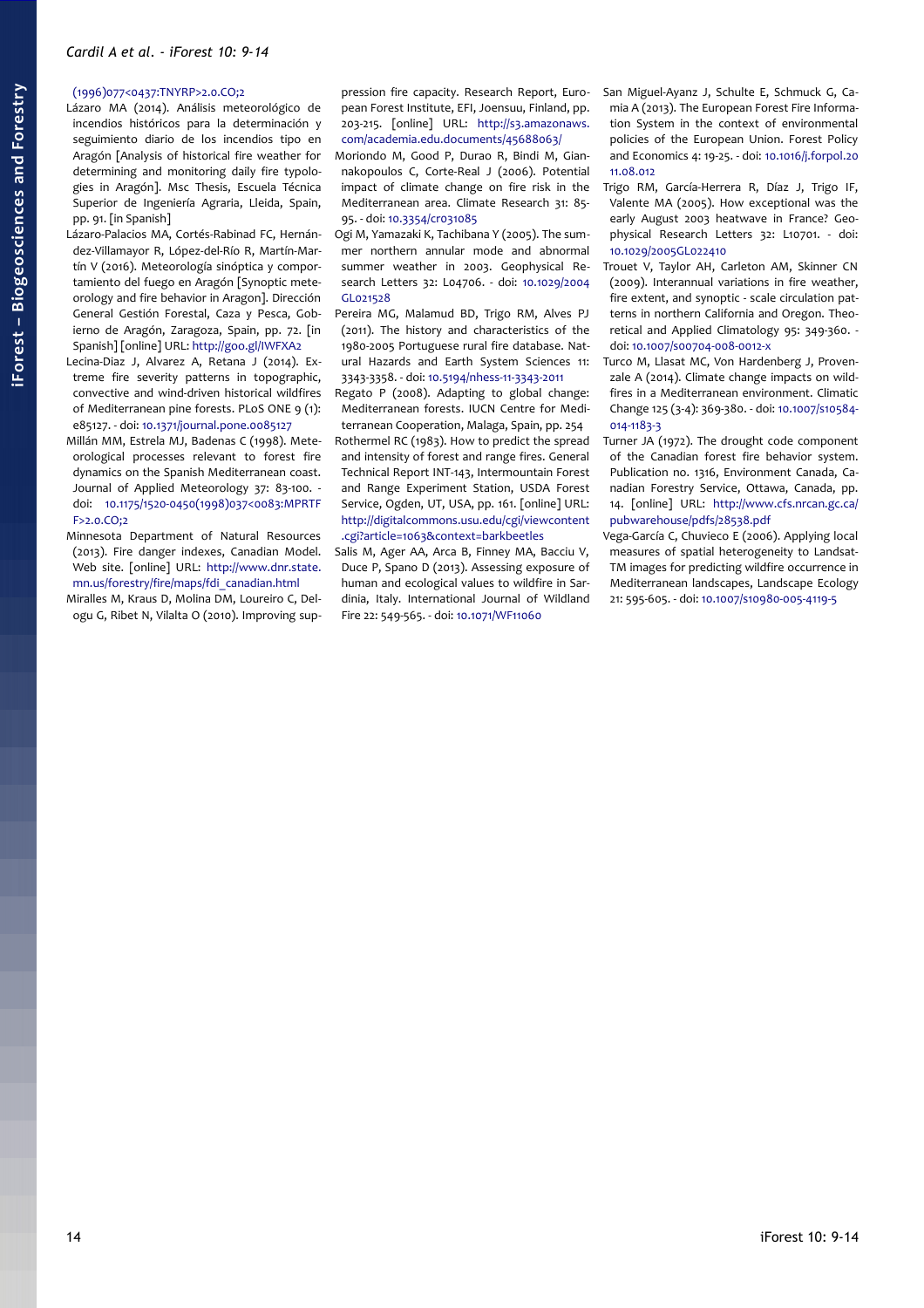(1996)077<0437:TNYRP>2.0.CO;2

Lázaro MA (2014). Análisis meteorológico de incendios históricos para la determinación y seguimiento diario de los incendios tipo en Aragón [Analysis of historical fire weather for determining and monitoring daily fire typologies in Argón]. Msc Thesis, Escuela Técnica Superior de Ingeniería Agraria, Lleida, Spain, pp. 91. [in Spanish]

Lázaro-Palacios MA, Cortés-Rabinad FC, Hernández-Villamayor R, López-del-Río R, Martín-Martín V (2016). Meteorología sinóptica y comportamiento del fuego en Aragón [Synoptic meteorology and fire behavior in Aragon]. Dirección General Gestión Forestal, Caza y Pesca, Gobierno de Aragón, Zaragoza, Spain, pp. 72. [in Spanish] [online] URL: http://goo.gl/IWFXA2

Lecina-Diaz J, Alvarez A, Retana J (2014). Extreme fire severity patterns in topographic, convective and wind-driven historical wildfires of Mediterranean pine forests. PLoS ONE 9 (1): e85127. - doi: 10.1371/journal.pone.0085127

Millán MM, Estrela MJ, Badenas C (1998). Meteorological processes relevant to forest fire dynamics on the Spanish Mediterranean coast. Journal of Applied Meteorology 37: 83-100. - doi: 10.1175/1520-0450(1998)037<0083:MPRTF F>2.0.CO;2

Minnesota Department of Natural Resources (2013). Fire danger indexes, Canadian Model. Web site. [online] URL: http://www.dnr.state.mn.us/forestry/fire/maps/fdi_canadian.html

Miralles M, Kraus D, Molina DM, Loureiro C, Delogu G, Ribet N, Vilalta O (2010). Improving suppression fire capacity. Research Report, European Forest Institute, EFI, Joensuu, Finland, pp. 203-215. [online] URL: http://s3.amazonaws.com/academia.edu.documents/45688063/

Moriondo M, Good P, Durao R, Bindi M, Giannakopoulos C, Corte-Real J (2006). Potential impact of climate change on fire risk in the Mediterranean area. Climate Research 31: 85-95. - doi: 10.3354/cr031085

Ogi M, Yamazaki K, Tachibana Y (2005). The summer northern annular mode and abnormal summer weather in 2003. Geophysical Research Letters 32: L04706. - doi: 10.1029/2004GL021528

Pereira MG, Malamud BD, Trigo RM, Alves PJ (2011). The history and characteristics of the 1980-2005 Portuguese rural fire database. Natural Hazards and Earth System Sciences 11: 3343-3358. - doi: 10.5194/nhess-11-3343-2011

Regato P (2008). Adapting to global change: Mediterranean forests. IUCN Centre for Mediterranean Cooperation, Malaga, Spain, pp. 254

Rothermel RC (1983). How to predict the spread and intensity of forest and range fires. General Technical Report INT-143, Intermountain Forest and Range Experiment Station, USDA Forest Service, Ogden, UT, USA, pp. 161. [online] URL: http://digitalcommons.usu.edu/cgi/viewcontent.cgi?article=1063&context=barkbeetles

Salis M, Ager AA, Arca B, Finney MA, Bacciu V, Duce P, Spano D (2013). Assessing exposure of human and ecological values to wildfire in Sardinia, Italy. International Journal of Wildland Fire 22: 549-565. - doi: 10.1071/WF11060

San Miguel-Ayanz J, Schulte E, Schmuck G, Camia A (2013). The European Forest Fire Information System in the context of environmental policies of the European Union. Forest Policy and Economics 4: 19-25. - doi: 10.1016/j.forpol.2011.08.012

Trigo RM, García-Herrera R, Díaz J, Trigo IF, Valente MA (2005). How exceptional was the early August 2003 heatwave in France? Geophysical Research Letters 32: L10701. - doi: 10.1029/2005GL022410

Trouet V, Taylor AH, Carleton AM, Skinner CN (2009). Interannual variations in fire weather, fire extent, and synoptic - scale circulation patterns in northern California and Oregon. Theoretical and Applied Climatology 95: 349-360. - doi: 10.1007/s00704-008-0012-x

Turco M, Llasat MC, Von Hardenberg J, Provenzale A (2014). Climate change impacts on wildfires in a Mediterranean environment. Climatic Change 125 (3-4): 369-380. - doi: 10.1007/s10584-014-1183-3

Turner JA (1972). The drought code component of the Canadian forest fire behavior system. Publication no. 1316, Environment Canada, Canadian Forestry Service, Ottawa, Canada, pp. 14. [online] URL: http://www.cfs.nrcan.gc.ca/pubwarehouse/pdfs/28538.pdf

Vega-García C, Chuvieco E (2006). Applying local measures of spatial heterogeneity to Landsat-TM images for predicting wildfire occurrence in Mediterranean landscapes, Landscape Ecology 21: 595-605. - doi: 10.1007/s10980-005-4119-5